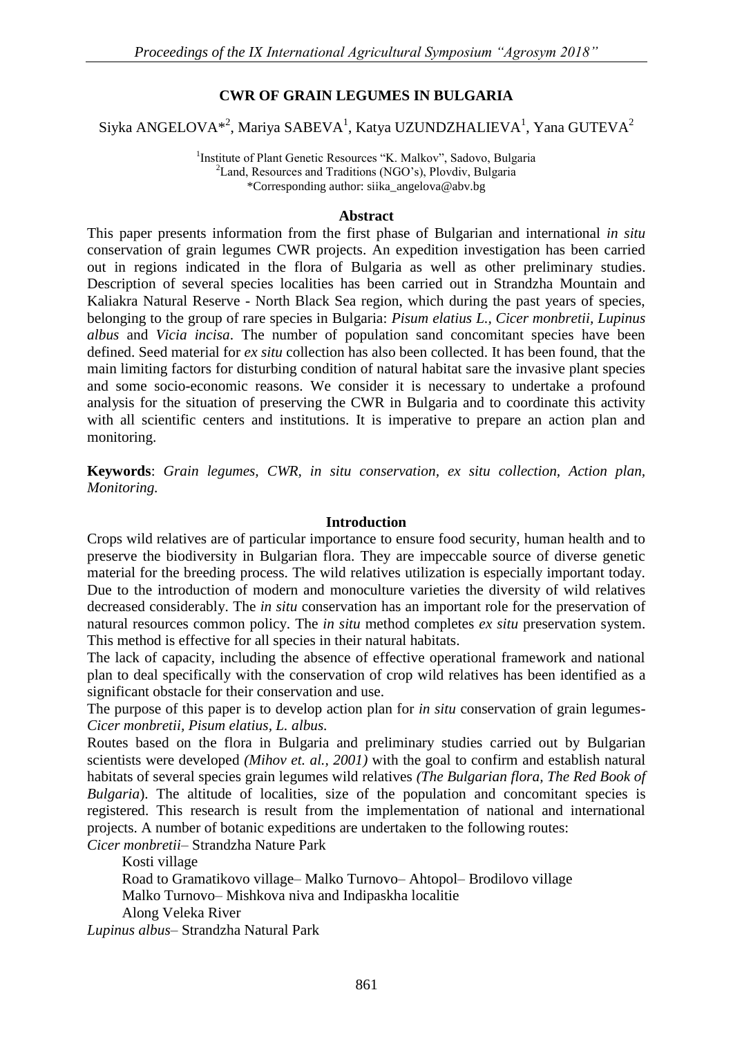# CWR OF GRAIN LEGUMES IN BULGARIA

Siyka ANGELOVA*[2], Mariya SABEVA[1], Katya UZUNDZHALIEVA[1], Yana GUTEVA[2]

[1]Institute of Plant Genetic Resources "K. Malkov", Sadovo, Bulgaria
[2]Land, Resources and Traditions (NGO's), Plovdiv, Bulgaria
*Corresponding author: siika_angelova@abv.bg

## Abstract

This paper presents information from the first phase of Bulgarian and international *in situ* conservation of grain legumes CWR projects. An expedition investigation has been carried out in regions indicated in the flora of Bulgaria as well as other preliminary studies. Description of several species localities has been carried out in Strandzha Mountain and Kaliakra Natural Reserve - North Black Sea region, which during the past years of species, belonging to the group of rare species in Bulgaria: *Pisum elatius L., Cicer monbretii, Lupinus albus* and *Vicia incisa*. The number of population sand concomitant species have been defined. Seed material for *ex situ* collection has also been collected. It has been found, that the main limiting factors for disturbing condition of natural habitat sare the invasive plant species and some socio-economic reasons. We consider it is necessary to undertake a profound analysis for the situation of preserving the CWR in Bulgaria and to coordinate this activity with all scientific centers and institutions. It is imperative to prepare an action plan and monitoring.

**Keywords**: *Grain legumes, CWR, in situ conservation, ex situ collection, Action plan, Monitoring.*

## Introduction

Crops wild relatives are of particular importance to ensure food security, human health and to preserve the biodiversity in Bulgarian flora. They are impeccable source of diverse genetic material for the breeding process. The wild relatives utilization is especially important today. Due to the introduction of modern and monoculture varieties the diversity of wild relatives decreased considerably. The *in situ* conservation has an important role for the preservation of natural resources common policy. The *in situ* method completes *ex situ* preservation system. This method is effective for all species in their natural habitats.

The lack of capacity, including the absence of effective operational framework and national plan to deal specifically with the conservation of crop wild relatives has been identified as a significant obstacle for their conservation and use.

The purpose of this paper is to develop action plan for *in situ* conservation of grain legumes- *Cicer monbretii, Pisum elatius, L. albus.*

Routes based on the flora in Bulgaria and preliminary studies carried out by Bulgarian scientists were developed *(Mihov et. al., 2001)* with the goal to confirm and establish natural habitats of several species grain legumes wild relatives *(The Bulgarian flora, The Red Book of Bulgaria*). The altitude of localities, size of the population and concomitant species is registered. This research is result from the implementation of national and international projects. A number of botanic expeditions are undertaken to the following routes:

*Cicer monbretii*– Strandzha Nature Park

Kosti village

Road to Gramatikovo village– Malko Turnovo– Ahtopol– Brodilovo village

Malko Turnovo– Mishkova niva and Indipaskha localitie

Along Veleka River

*Lupinus albus*– Strandzha Natural Park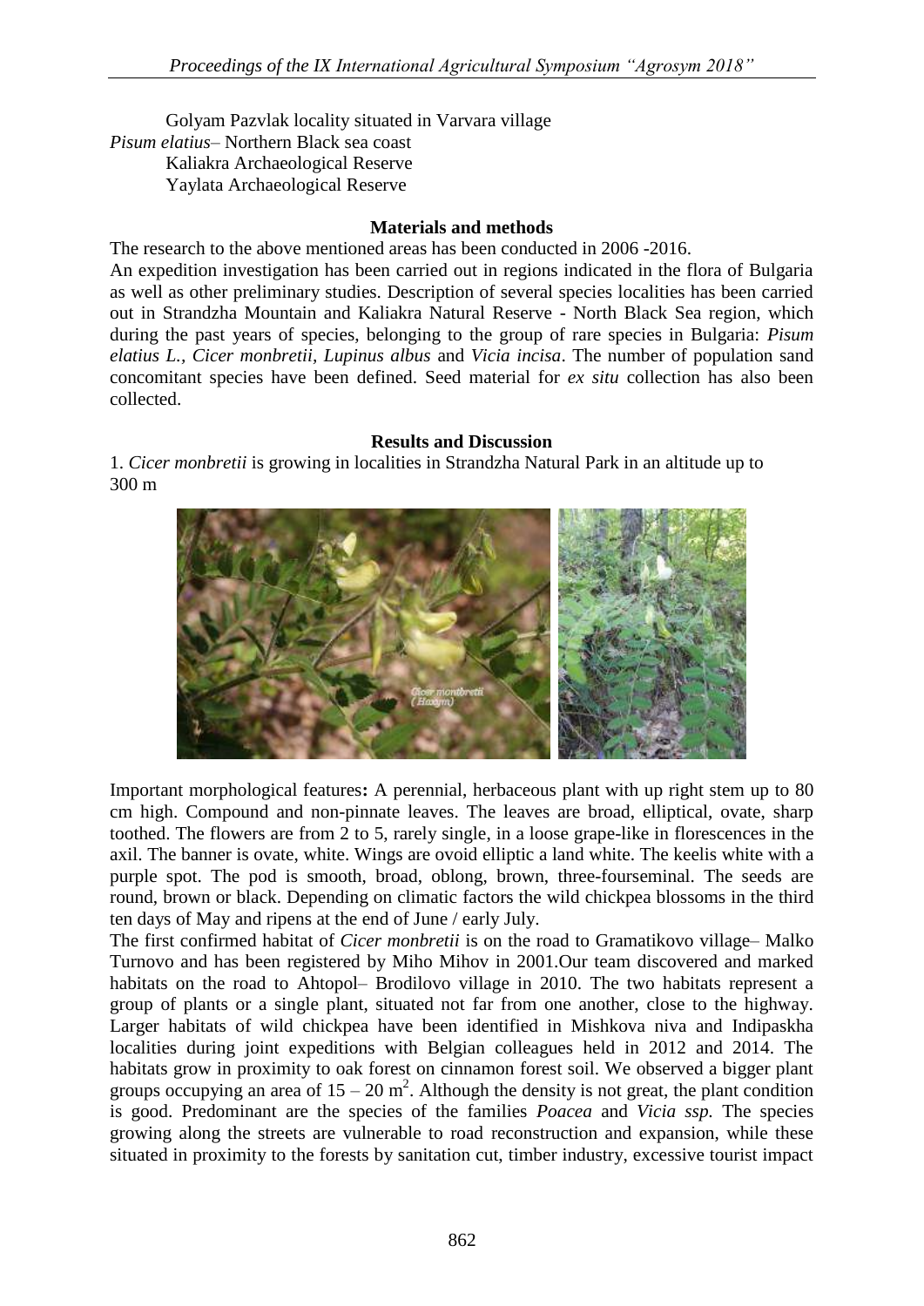Golyam Pazvlak locality situated in Varvara village

*Pisum elatius*– Northern Black sea coast

Kaliakra Archaeological Reserve

Yaylata Archaeological Reserve

## Materials and methods

The research to the above mentioned areas has been conducted in 2006 -2016.

An expedition investigation has been carried out in regions indicated in the flora of Bulgaria as well as other preliminary studies. Description of several species localities has been carried out in Strandzha Mountain and Kaliakra Natural Reserve - North Black Sea region, which during the past years of species, belonging to the group of rare species in Bulgaria: *Pisum elatius L.*, *Cicer monbretii*, *Lupinus albus* and *Vicia incisa*. The number of population sand concomitant species have been defined. Seed material for *ex situ* collection has also been collected.

## Results and Discussion

1. *Cicer monbretii* is growing in localities in Strandzha Natural Park in an altitude up to 300 m

Important morphological features**:** A perennial, herbaceous plant with up right stem up to 80 cm high. Compound and non-pinnate leaves. The leaves are broad, elliptical, ovate, sharp toothed. The flowers are from 2 to 5, rarely single, in a loose grape-like in florescences in the axil. The banner is ovate, white. Wings are ovoid elliptic a land white. The keelis white with a purple spot. The pod is smooth, broad, oblong, brown, three-fourseminal. The seeds are round, brown or black. Depending on climatic factors the wild chickpea blossoms in the third ten days of May and ripens at the end of June / early July.

The first confirmed habitat of *Cicer monbretii* is on the road to Gramatikovo village– Malko Turnovo and has been registered by Miho Mihov in 2001.Our team discovered and marked habitats on the road to Ahtopol– Brodilovo village in 2010. The two habitats represent a group of plants or a single plant, situated not far from one another, close to the highway. Larger habitats of wild chickpea have been identified in Mishkova niva and Indipaskha localities during joint expeditions with Belgian colleagues held in 2012 and 2014. The habitats grow in proximity to oak forest on cinnamon forest soil. We observed a bigger plant groups occupying an area of 15 – 20 m$^2$. Although the density is not great, the plant condition is good. Predominant are the species of the families *Poacea* and *Vicia ssp.* The species growing along the streets are vulnerable to road reconstruction and expansion, while these situated in proximity to the forests by sanitation cut, timber industry, excessive tourist impact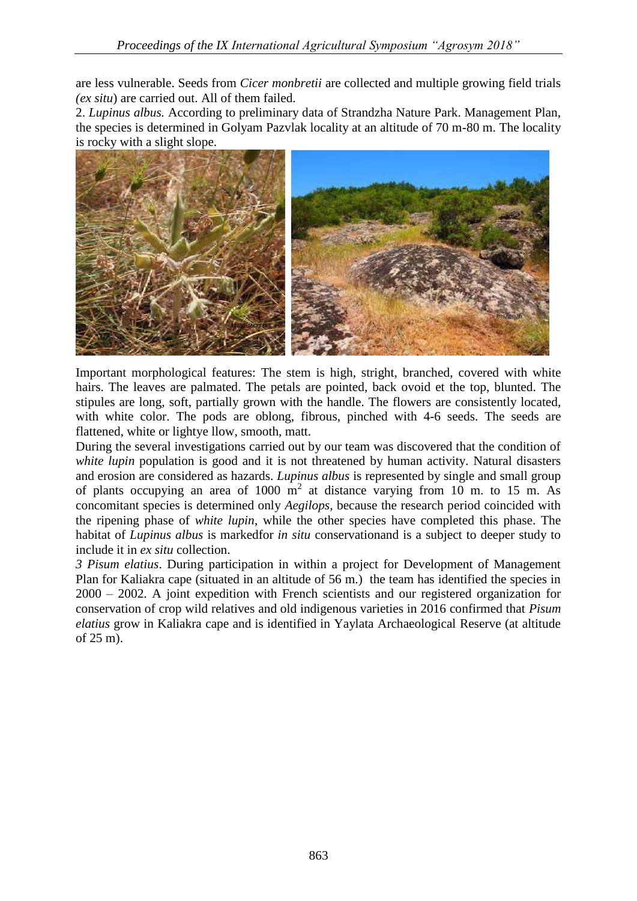are less vulnerable. Seeds from *Cicer monbretii* are collected and multiple growing field trials *(ex situ*) are carried out. All of them failed.

2. *Lupinus albus.* According to preliminary data of Strandzha Nature Park. Management Plan, the species is determined in Golyam Pazvlak locality at an altitude of 70 m-80 m. The locality is rocky with a slight slope.

Important morphological features: The stem is high, stright, branched, covered with white hairs. The leaves are palmated. The petals are pointed, back ovoid et the top, blunted. The stipules are long, soft, partially grown with the handle. The flowers are consistently located, with white color. The pods are oblong, fibrous, pinched with 4-6 seeds. The seeds are flattened, white or lightye llow, smooth, matt.

During the several investigations carried out by our team was discovered that the condition of *white lupin* population is good and it is not threatened by human activity. Natural disasters and erosion are considered as hazards. *Lupinus albus* is represented by single and small group of plants occupying an area of 1000 $m^2$ at distance varying from 10 m. to 15 m. As concomitant species is determined only *Aegilops,* because the research period coincided with the ripening phase of *white lupin*, while the other species have completed this phase. The habitat of *Lupinus albus* is markedfor *in situ* conservationand is a subject to deeper study to include it in *ex situ* collection.

*3 Pisum elatius*. During participation in within a project for Development of Management Plan for Kaliakra cape (situated in an altitude of 56 m.) the team has identified the species in 2000 – 2002. A joint expedition with French scientists and our registered organization for conservation of crop wild relatives and old indigenous varieties in 2016 confirmed that *Pisum elatius* grow in Kaliakra cape and is identified in Yaylata Archaeological Reserve (at altitude of 25 m).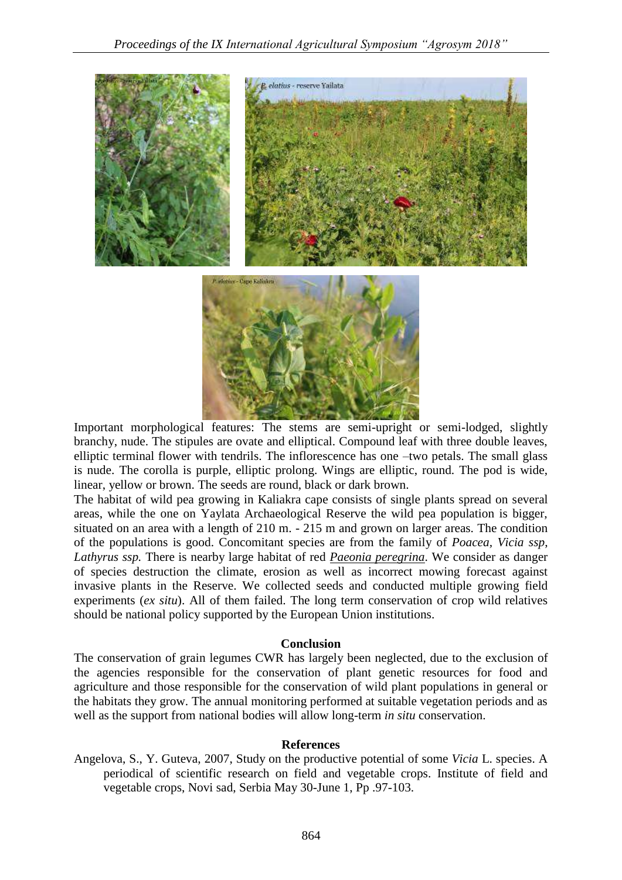Important morphological features: The stems are semi-upright or semi-lodged, slightly branchy, nude. The stipules are ovate and elliptical. Compound leaf with three double leaves, elliptic terminal flower with tendrils. The inflorescence has one –two petals. The small glass is nude. The corolla is purple, elliptic prolong. Wings are elliptic, round. The pod is wide, linear, yellow or brown. The seeds are round, black or dark brown.

The habitat of wild pea growing in Kaliakra cape consists of single plants spread on several areas, while the one on Yaylata Archaeological Reserve the wild pea population is bigger, situated on an area with a length of 210 m. - 215 m and grown on larger areas. The condition of the populations is good. Concomitant species are from the family of *Poacea*, *Vicia ssp*, *Lathyrus ssp.* There is nearby large habitat of red *Paeonia peregrina*. We consider as danger of species destruction the climate, erosion as well as incorrect mowing forecast against invasive plants in the Reserve. We collected seeds and conducted multiple growing field experiments (*ex situ*). All of them failed. The long term conservation of crop wild relatives should be national policy supported by the European Union institutions.

## Conclusion

The conservation of grain legumes CWR has largely been neglected, due to the exclusion of the agencies responsible for the conservation of plant genetic resources for food and agriculture and those responsible for the conservation of wild plant populations in general or the habitats they grow. The annual monitoring performed at suitable vegetation periods and as well as the support from national bodies will allow long-term *in situ* conservation.

## References

Angelova, S., Y. Guteva, 2007, Study on the productive potential of some *Vicia* L. species. A periodical of scientific research on field and vegetable crops. Institute of field and vegetable crops, Novi sad, Serbia May 30-June 1, Pp .97-103.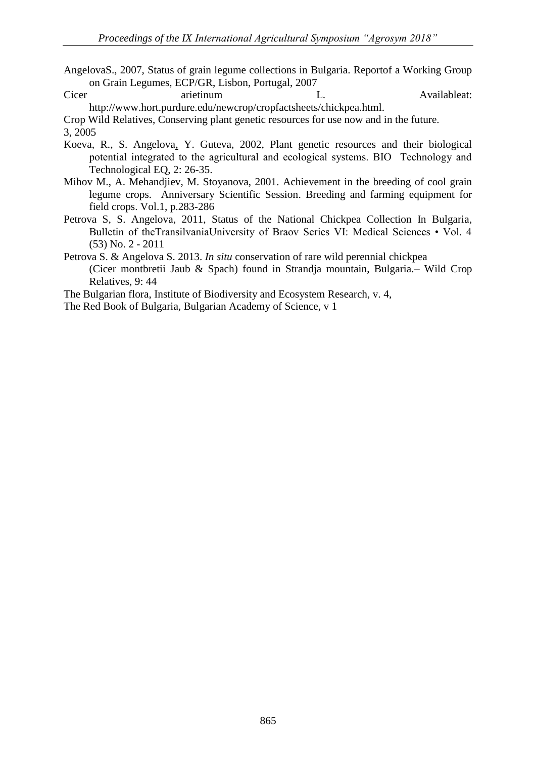AngelovaS., 2007, Status of grain legume collections in Bulgaria. Reportof a Working Group on Grain Legumes, ECP/GR, Lisbon, Portugal, 2007

Cicer arietinum L. Availableat: http://www.hort.purdure.edu/newcrop/cropfactsheets/chickpea.html.

Crop Wild Relatives, Conserving plant genetic resources for use now and in the future. 3, 2005

Koeva, R., S. Angelova, Y. Guteva, 2002, Plant genetic resources and their biological potential integrated to the agricultural and ecological systems. BIO Technology and Technological EQ, 2: 26-35.

Mihov M., A. Mehandjiev, M. Stoyanova, 2001. Achievement in the breeding of cool grain legume crops. Anniversary Scientific Session. Breeding and farming equipment for field crops. Vol.1, p.283-286

Petrova S, S. Angelova, 2011, Status of the National Chickpea Collection In Bulgaria, Bulletin of theTransilvaniaUniversity of Braov Series VI: Medical Sciences • Vol. 4 (53) No. 2 - 2011

Petrova S. & Angelova S. 2013. *In situ* conservation of rare wild perennial chickpea (Cicer montbretii Jaub & Spach) found in Strandja mountain, Bulgaria.– Wild Crop Relatives, 9: 44

The Bulgarian flora, Institute of Biodiversity and Ecosystem Research, v. 4,

The Red Book of Bulgaria, Bulgarian Academy of Science, v 1